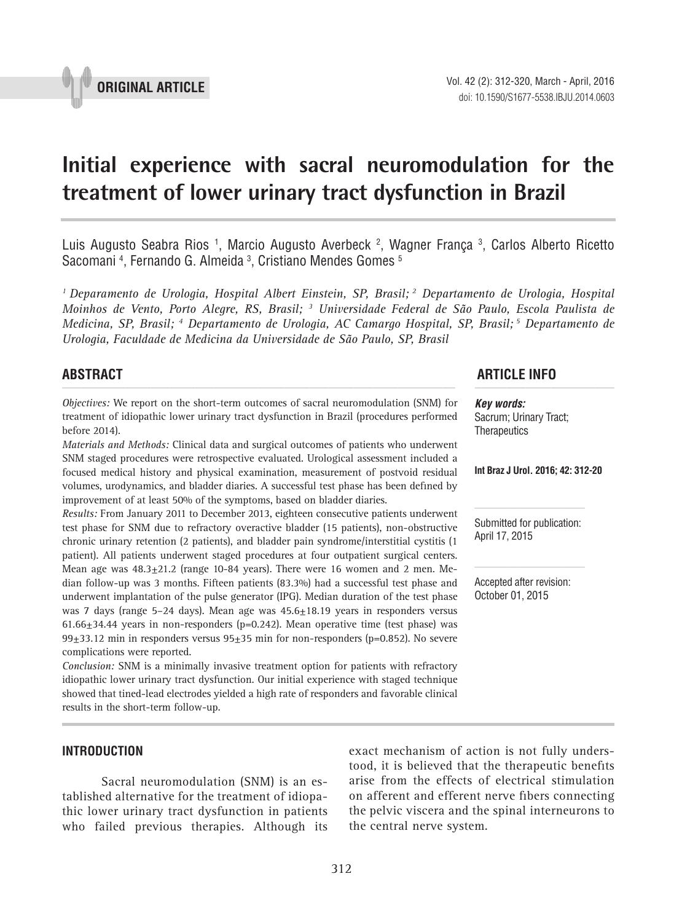ORIGINAL ARTICLE

# Initial experience with sacral neuromodulation for the treatment of lower urinary tract dysfunction in Brazil

Luis Augusto Seabra Rios [1], Marcio Augusto Averbeck [2], Wagner França [3], Carlos Alberto Ricetto Sacomani [4], Fernando G. Almeida [3], Cristiano Mendes Gomes [5]

*[1] Deparamento de Urologia, Hospital Albert Einstein, SP, Brasil; [2] Departamento de Urologia, Hospital Moinhos de Vento, Porto Alegre, RS, Brasil; [3] Universidade Federal de São Paulo, Escola Paulista de Medicina, SP, Brasil; [4] Departamento de Urologia, AC Camargo Hospital, SP, Brasil; [5] Departamento de Urologia, Faculdade de Medicina da Universidade de São Paulo, SP, Brasil*

## ABSTRACT

*Objectives:* We report on the short-term outcomes of sacral neuromodulation (SNM) for treatment of idiopathic lower urinary tract dysfunction in Brazil (procedures performed before 2014).

*Materials and Methods:* Clinical data and surgical outcomes of patients who underwent SNM staged procedures were retrospective evaluated. Urological assessment included a focused medical history and physical examination, measurement of postvoid residual volumes, urodynamics, and bladder diaries. A successful test phase has been defined by improvement of at least 50% of the symptoms, based on bladder diaries.

*Results:* From January 2011 to December 2013, eighteen consecutive patients underwent test phase for SNM due to refractory overactive bladder (15 patients), non-obstructive chronic urinary retention (2 patients), and bladder pain syndrome/interstitial cystitis (1 patient). All patients underwent staged procedures at four outpatient surgical centers. Mean age was 48.3±21.2 (range 10-84 years). There were 16 women and 2 men. Median follow-up was 3 months. Fifteen patients (83.3%) had a successful test phase and underwent implantation of the pulse generator (IPG). Median duration of the test phase was 7 days (range 5–24 days). Mean age was 45.6±18.19 years in responders versus 61.66±34.44 years in non-responders (p=0.242). Mean operative time (test phase) was 99±33.12 min in responders versus 95±35 min for non-responders (p=0.852). No severe complications were reported.

*Conclusion:* SNM is a minimally invasive treatment option for patients with refractory idiopathic lower urinary tract dysfunction. Our initial experience with staged technique showed that tined-lead electrodes yielded a high rate of responders and favorable clinical results in the short-term follow-up.

## ARTICLE INFO

***Key words:***
Sacrum; Urinary Tract; Therapeutics

**Int Braz J Urol. 2016; 42: 312-20**

Submitted for publication:
April 17, 2015

Accepted after revision:
October 01, 2015

## INTRODUCTION

Sacral neuromodulation (SNM) is an established alternative for the treatment of idiopathic lower urinary tract dysfunction in patients who failed previous therapies. Although its exact mechanism of action is not fully understood, it is believed that the therapeutic benefits arise from the effects of electrical stimulation on afferent and efferent nerve fibers connecting the pelvic viscera and the spinal interneurons to the central nerve system.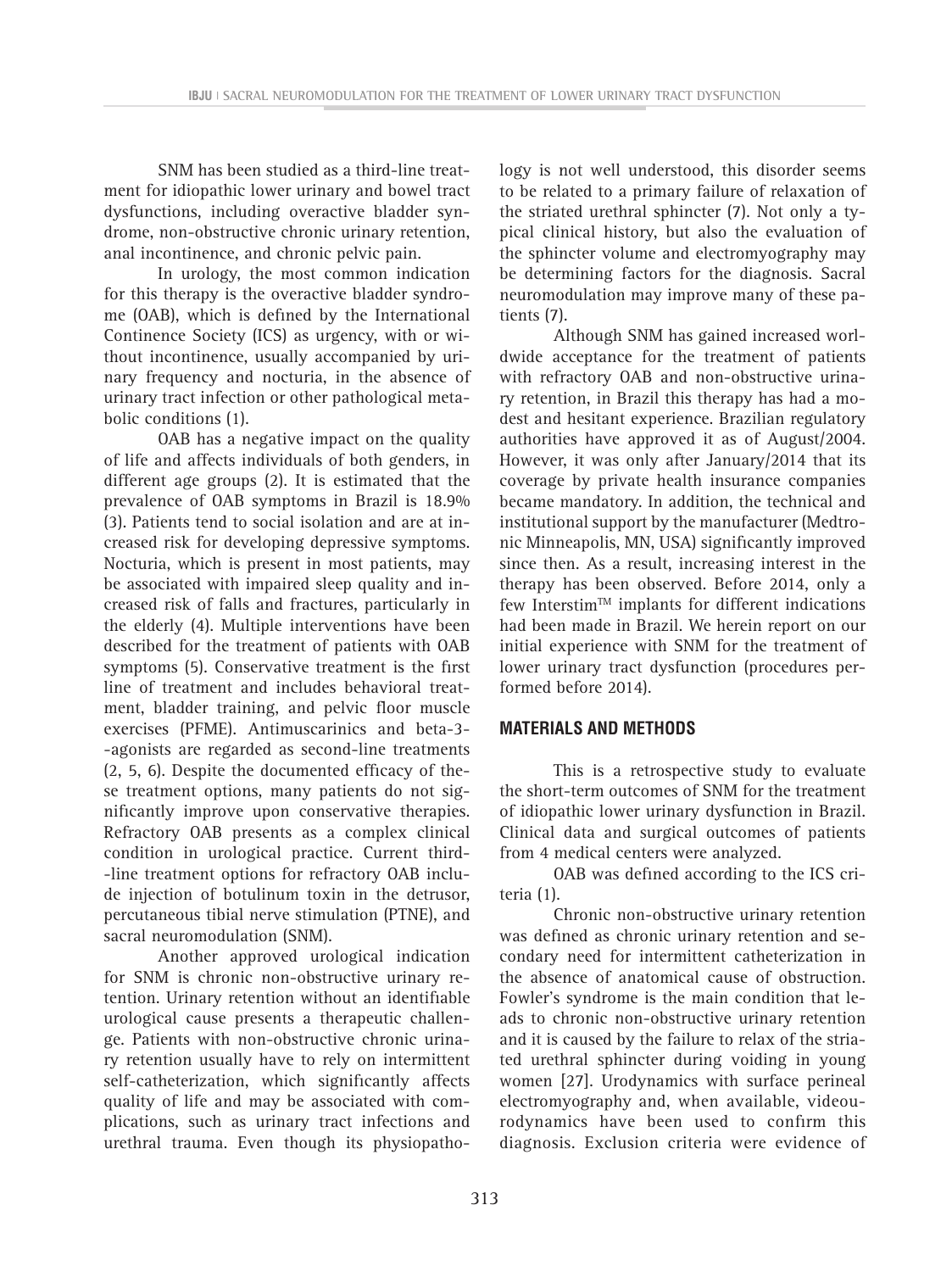SNM has been studied as a third-line treatment for idiopathic lower urinary and bowel tract dysfunctions, including overactive bladder syndrome, non-obstructive chronic urinary retention, anal incontinence, and chronic pelvic pain.

In urology, the most common indication for this therapy is the overactive bladder syndrome (OAB), which is defined by the International Continence Society (ICS) as urgency, with or without incontinence, usually accompanied by urinary frequency and nocturia, in the absence of urinary tract infection or other pathological metabolic conditions (1).

OAB has a negative impact on the quality of life and affects individuals of both genders, in different age groups (2). It is estimated that the prevalence of OAB symptoms in Brazil is 18.9% (3). Patients tend to social isolation and are at increased risk for developing depressive symptoms. Nocturia, which is present in most patients, may be associated with impaired sleep quality and increased risk of falls and fractures, particularly in the elderly (4). Multiple interventions have been described for the treatment of patients with OAB symptoms (5). Conservative treatment is the first line of treatment and includes behavioral treatment, bladder training, and pelvic floor muscle exercises (PFME). Antimuscarinics and beta-3-agonists are regarded as second-line treatments (2, 5, 6). Despite the documented efficacy of these treatment options, many patients do not significantly improve upon conservative therapies. Refractory OAB presents as a complex clinical condition in urological practice. Current third-line treatment options for refractory OAB include injection of botulinum toxin in the detrusor, percutaneous tibial nerve stimulation (PTNE), and sacral neuromodulation (SNM).

Another approved urological indication for SNM is chronic non-obstructive urinary retention. Urinary retention without an identifiable urological cause presents a therapeutic challenge. Patients with non-obstructive chronic urinary retention usually have to rely on intermittent self-catheterization, which significantly affects quality of life and may be associated with complications, such as urinary tract infections and urethral trauma. Even though its physiopathology is not well understood, this disorder seems to be related to a primary failure of relaxation of the striated urethral sphincter (7). Not only a typical clinical history, but also the evaluation of the sphincter volume and electromyography may be determining factors for the diagnosis. Sacral neuromodulation may improve many of these patients (7).

Although SNM has gained increased worldwide acceptance for the treatment of patients with refractory OAB and non-obstructive urinary retention, in Brazil this therapy has had a modest and hesitant experience. Brazilian regulatory authorities have approved it as of August/2004. However, it was only after January/2014 that its coverage by private health insurance companies became mandatory. In addition, the technical and institutional support by the manufacturer (Medtronic Minneapolis, MN, USA) significantly improved since then. As a result, increasing interest in the therapy has been observed. Before 2014, only a few Interstim™ implants for different indications had been made in Brazil. We herein report on our initial experience with SNM for the treatment of lower urinary tract dysfunction (procedures performed before 2014).

## MATERIALS AND METHODS

This is a retrospective study to evaluate the short-term outcomes of SNM for the treatment of idiopathic lower urinary dysfunction in Brazil. Clinical data and surgical outcomes of patients from 4 medical centers were analyzed.

OAB was defined according to the ICS criteria (1).

Chronic non-obstructive urinary retention was defined as chronic urinary retention and secondary need for intermittent catheterization in the absence of anatomical cause of obstruction. Fowler's syndrome is the main condition that leads to chronic non-obstructive urinary retention and it is caused by the failure to relax of the striated urethral sphincter during voiding in young women [27]. Urodynamics with surface perineal electromyography and, when available, videourodynamics have been used to confirm this diagnosis. Exclusion criteria were evidence of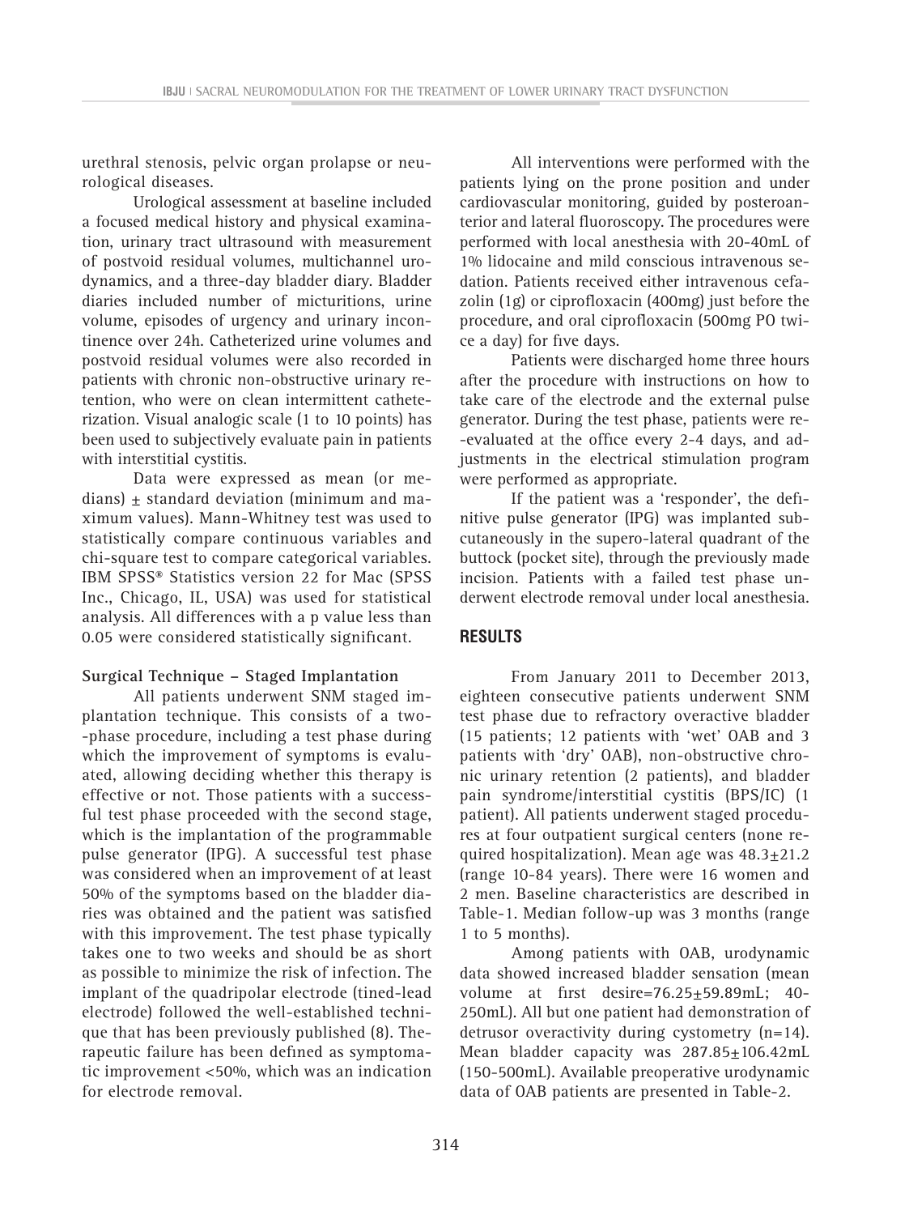urethral stenosis, pelvic organ prolapse or neurological diseases.

Urological assessment at baseline included a focused medical history and physical examination, urinary tract ultrasound with measurement of postvoid residual volumes, multichannel urodynamics, and a three-day bladder diary. Bladder diaries included number of micturitions, urine volume, episodes of urgency and urinary incontinence over 24h. Catheterized urine volumes and postvoid residual volumes were also recorded in patients with chronic non-obstructive urinary retention, who were on clean intermittent catheterization. Visual analogic scale (1 to 10 points) has been used to subjectively evaluate pain in patients with interstitial cystitis.

Data were expressed as mean (or medians) ± standard deviation (minimum and maximum values). Mann-Whitney test was used to statistically compare continuous variables and chi-square test to compare categorical variables. IBM SPSS® Statistics version 22 for Mac (SPSS Inc., Chicago, IL, USA) was used for statistical analysis. All differences with a p value less than 0.05 were considered statistically significant.

**Surgical Technique – Staged Implantation**

All patients underwent SNM staged implantation technique. This consists of a two-phase procedure, including a test phase during which the improvement of symptoms is evaluated, allowing deciding whether this therapy is effective or not. Those patients with a successful test phase proceeded with the second stage, which is the implantation of the programmable pulse generator (IPG). A successful test phase was considered when an improvement of at least 50% of the symptoms based on the bladder diaries was obtained and the patient was satisfied with this improvement. The test phase typically takes one to two weeks and should be as short as possible to minimize the risk of infection. The implant of the quadripolar electrode (tined-lead electrode) followed the well-established technique that has been previously published (8). Therapeutic failure has been defined as symptomatic improvement <50%, which was an indication for electrode removal.

All interventions were performed with the patients lying on the prone position and under cardiovascular monitoring, guided by posteroanterior and lateral fluoroscopy. The procedures were performed with local anesthesia with 20-40mL of 1% lidocaine and mild conscious intravenous sedation. Patients received either intravenous cefazolin (1g) or ciprofloxacin (400mg) just before the procedure, and oral ciprofloxacin (500mg PO twice a day) for five days.

Patients were discharged home three hours after the procedure with instructions on how to take care of the electrode and the external pulse generator. During the test phase, patients were re-evaluated at the office every 2-4 days, and adjustments in the electrical stimulation program were performed as appropriate.

If the patient was a 'responder', the definitive pulse generator (IPG) was implanted subcutaneously in the supero-lateral quadrant of the buttock (pocket site), through the previously made incision. Patients with a failed test phase underwent electrode removal under local anesthesia.

## RESULTS

From January 2011 to December 2013, eighteen consecutive patients underwent SNM test phase due to refractory overactive bladder (15 patients; 12 patients with 'wet' OAB and 3 patients with 'dry' OAB), non-obstructive chronic urinary retention (2 patients), and bladder pain syndrome/interstitial cystitis (BPS/IC) (1 patient). All patients underwent staged procedures at four outpatient surgical centers (none required hospitalization). Mean age was 48.3±21.2 (range 10-84 years). There were 16 women and 2 men. Baseline characteristics are described in Table-1. Median follow-up was 3 months (range 1 to 5 months).

Among patients with OAB, urodynamic data showed increased bladder sensation (mean volume at first desire=76.25±59.89mL; 40-250mL). All but one patient had demonstration of detrusor overactivity during cystometry (n=14). Mean bladder capacity was 287.85±106.42mL (150-500mL). Available preoperative urodynamic data of OAB patients are presented in Table-2.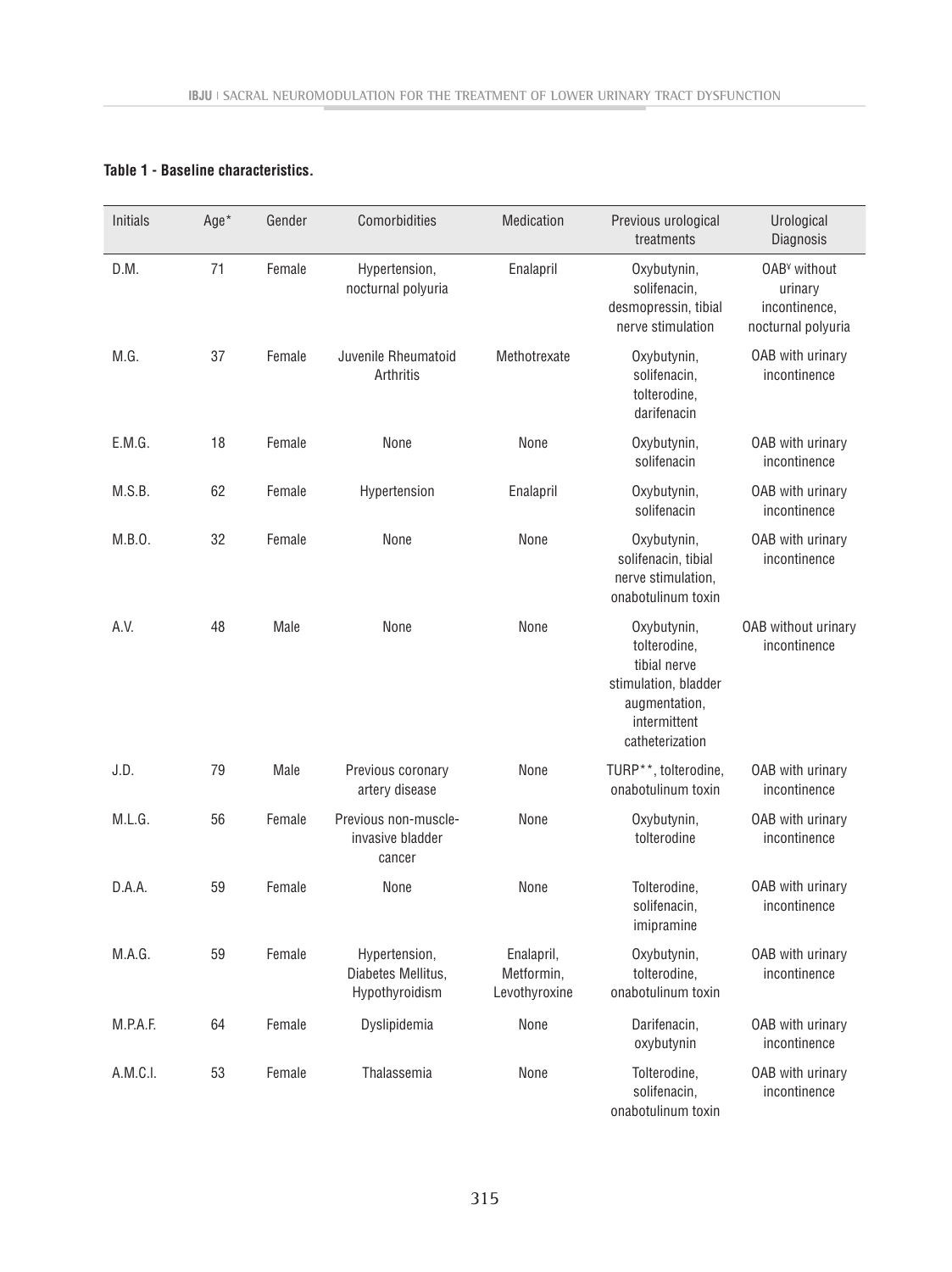**Table 1 - Baseline characteristics.**

| Initials | Age* | Gender | Comorbidities | Medication | Previous urological treatments | Urological Diagnosis |
|---|---|---|---|---|---|---|
| D.M. | 71 | Female | Hypertension, nocturnal polyuria | Enalapril | Oxybutynin, solifenacin, desmopressin, tibial nerve stimulation | OAB[¥] without urinary incontinence, nocturnal polyuria |
| M.G. | 37 | Female | Juvenile Rheumatoid Arthritis | Methotrexate | Oxybutynin, solifenacin, tolterodine, darifenacin | OAB with urinary incontinence |
| E.M.G. | 18 | Female | None | None | Oxybutynin, solifenacin | OAB with urinary incontinence |
| M.S.B. | 62 | Female | Hypertension | Enalapril | Oxybutynin, solifenacin | OAB with urinary incontinence |
| M.B.O. | 32 | Female | None | None | Oxybutynin, solifenacin, tibial nerve stimulation, onabotulinum toxin | OAB with urinary incontinence |
| A.V. | 48 | Male | None | None | Oxybutynin, tolterodine, tibial nerve stimulation, bladder augmentation, intermittent catheterization | OAB without urinary incontinence |
| J.D. | 79 | Male | Previous coronary artery disease | None | TURP**, tolterodine, onabotulinum toxin | OAB with urinary incontinence |
| M.L.G. | 56 | Female | Previous non-muscle-invasive bladder cancer | None | Oxybutynin, tolterodine | OAB with urinary incontinence |
| D.A.A. | 59 | Female | None | None | Tolterodine, solifenacin, imipramine | OAB with urinary incontinence |
| M.A.G. | 59 | Female | Hypertension, Diabetes Mellitus, Hypothyroidism | Enalapril, Metformin, Levothyroxine | Oxybutynin, tolterodine, onabotulinum toxin | OAB with urinary incontinence |
| M.P.A.F. | 64 | Female | Dyslipidemia | None | Darifenacin, oxybutynin | OAB with urinary incontinence |
| A.M.C.I. | 53 | Female | Thalassemia | None | Tolterodine, solifenacin, onabotulinum toxin | OAB with urinary incontinence |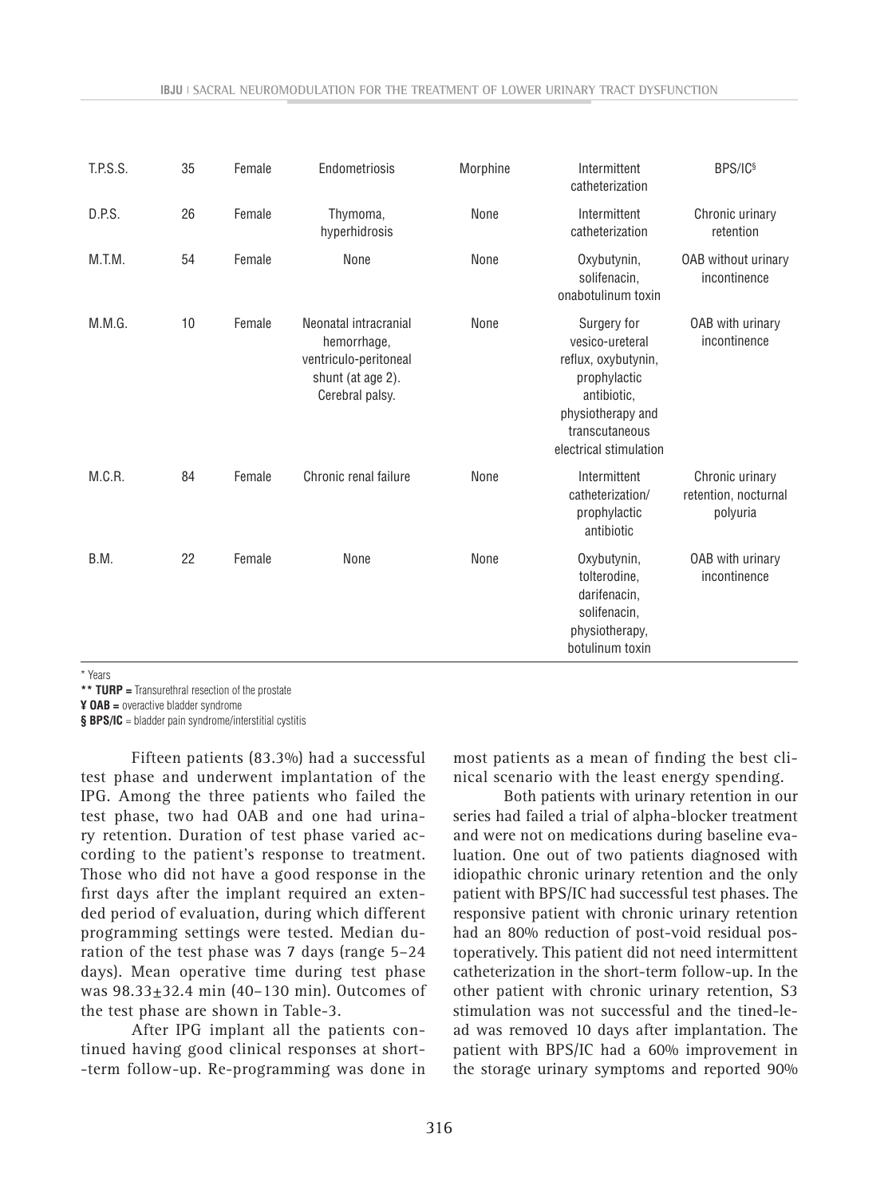| | | | | | | |
|---|---|---|---|---|---|---|
| T.P.S.S. | 35 | Female | Endometriosis | Morphine | Intermittent catheterization | BPS/IC§ |
| D.P.S. | 26 | Female | Thymoma, hyperhidrosis | None | Intermittent catheterization | Chronic urinary retention |
| M.T.M. | 54 | Female | None | None | Oxybutynin, solifenacin, onabotulinum toxin | OAB without urinary incontinence |
| M.M.G. | 10 | Female | Neonatal intracranial hemorrhage, ventriculo-peritoneal shunt (at age 2). Cerebral palsy. | None | Surgery for vesico-ureteral reflux, oxybutynin, prophylactic antibiotic, physiotherapy and transcutaneous electrical stimulation | OAB with urinary incontinence |
| M.C.R. | 84 | Female | Chronic renal failure | None | Intermittent catheterization/ prophylactic antibiotic | Chronic urinary retention, nocturnal polyuria |
| B.M. | 22 | Female | None | None | Oxybutynin, tolterodine, darifenacin, solifenacin, physiotherapy, botulinum toxin | OAB with urinary incontinence |

\* Years

**\*\* TURP =** Transurethral resection of the prostate

**¥ OAB =** overactive bladder syndrome

**§ BPS/IC** = bladder pain syndrome/interstitial cystitis

Fifteen patients (83.3%) had a successful test phase and underwent implantation of the IPG. Among the three patients who failed the test phase, two had OAB and one had urinary retention. Duration of test phase varied according to the patient's response to treatment. Those who did not have a good response in the first days after the implant required an extended period of evaluation, during which different programming settings were tested. Median duration of the test phase was 7 days (range 5–24 days). Mean operative time during test phase was 98.33±32.4 min (40–130 min). Outcomes of the test phase are shown in Table-3.

After IPG implant all the patients continued having good clinical responses at short-term follow-up. Re-programming was done in most patients as a mean of finding the best clinical scenario with the least energy spending.

Both patients with urinary retention in our series had failed a trial of alpha-blocker treatment and were not on medications during baseline evaluation. One out of two patients diagnosed with idiopathic chronic urinary retention and the only patient with BPS/IC had successful test phases. The responsive patient with chronic urinary retention had an 80% reduction of post-void residual postoperatively. This patient did not need intermittent catheterization in the short-term follow-up. In the other patient with chronic urinary retention, S3 stimulation was not successful and the tined-lead was removed 10 days after implantation. The patient with BPS/IC had a 60% improvement in the storage urinary symptoms and reported 90%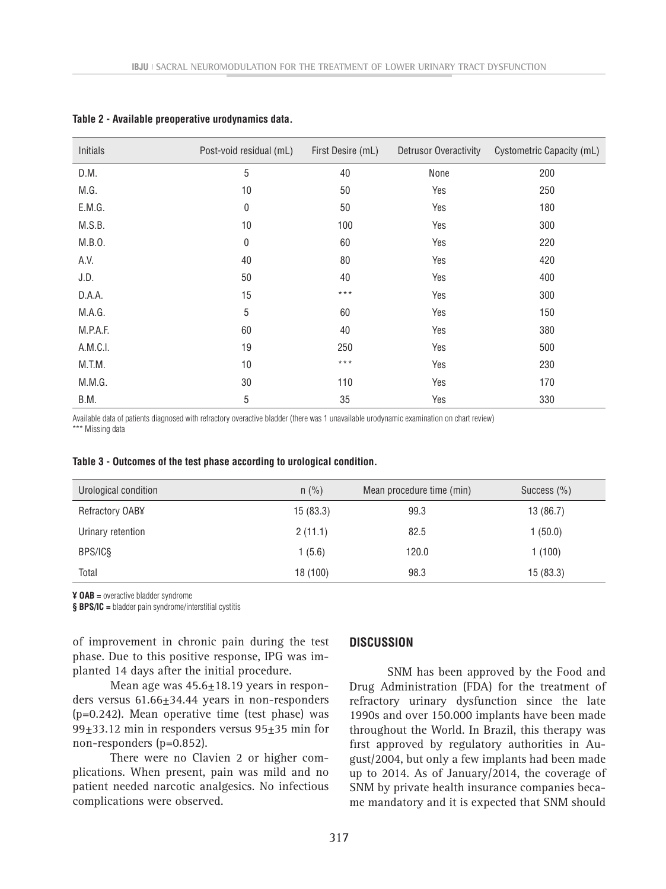**Table 2 - Available preoperative urodynamics data.**

| Initials | Post-void residual (mL) | First Desire (mL) | Detrusor Overactivity | Cystometric Capacity (mL) |
|---|---|---|---|---|
| D.M. | 5 | 40 | None | 200 |
| M.G. | 10 | 50 | Yes | 250 |
| E.M.G. | 0 | 50 | Yes | 180 |
| M.S.B. | 10 | 100 | Yes | 300 |
| M.B.O. | 0 | 60 | Yes | 220 |
| A.V. | 40 | 80 | Yes | 420 |
| J.D. | 50 | 40 | Yes | 400 |
| D.A.A. | 15 | *** | Yes | 300 |
| M.A.G. | 5 | 60 | Yes | 150 |
| M.P.A.F. | 60 | 40 | Yes | 380 |
| A.M.C.I. | 19 | 250 | Yes | 500 |
| M.T.M. | 10 | *** | Yes | 230 |
| M.M.G. | 30 | 110 | Yes | 170 |
| B.M. | 5 | 35 | Yes | 330 |

Available data of patients diagnosed with refractory overactive bladder (there was 1 unavailable urodynamic examination on chart review)
*** Missing data

**Table 3 - Outcomes of the test phase according to urological condition.**

| Urological condition | n (%) | Mean procedure time (min) | Success (%) |
|---|---|---|---|
| Refractory OAB¥ | 15 (83.3) | 99.3 | 13 (86.7) |
| Urinary retention | 2 (11.1) | 82.5 | 1 (50.0) |
| BPS/IC§ | 1 (5.6) | 120.0 | 1 (100) |
| Total | 18 (100) | 98.3 | 15 (83.3) |

**¥ OAB =** overactive bladder syndrome
**§ BPS/IC =** bladder pain syndrome/interstitial cystitis

of improvement in chronic pain during the test phase. Due to this positive response, IPG was implanted 14 days after the initial procedure.

Mean age was 45.6±18.19 years in responders versus 61.66±34.44 years in non-responders (p=0.242). Mean operative time (test phase) was 99±33.12 min in responders versus 95±35 min for non-responders (p=0.852).

There were no Clavien 2 or higher complications. When present, pain was mild and no patient needed narcotic analgesics. No infectious complications were observed.

## DISCUSSION

SNM has been approved by the Food and Drug Administration (FDA) for the treatment of refractory urinary dysfunction since the late 1990s and over 150.000 implants have been made throughout the World. In Brazil, this therapy was first approved by regulatory authorities in August/2004, but only a few implants had been made up to 2014. As of January/2014, the coverage of SNM by private health insurance companies became mandatory and it is expected that SNM should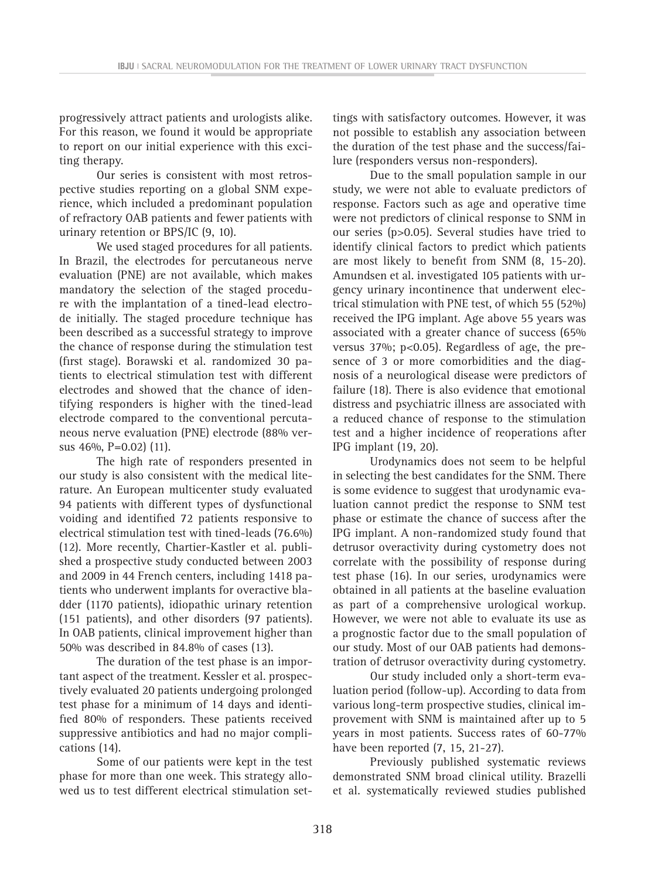progressively attract patients and urologists alike. For this reason, we found it would be appropriate to report on our initial experience with this exciting therapy.

Our series is consistent with most retrospective studies reporting on a global SNM experience, which included a predominant population of refractory OAB patients and fewer patients with urinary retention or BPS/IC (9, 10).

We used staged procedures for all patients. In Brazil, the electrodes for percutaneous nerve evaluation (PNE) are not available, which makes mandatory the selection of the staged procedure with the implantation of a tined-lead electrode initially. The staged procedure technique has been described as a successful strategy to improve the chance of response during the stimulation test (first stage). Borawski et al. randomized 30 patients to electrical stimulation test with different electrodes and showed that the chance of identifying responders is higher with the tined-lead electrode compared to the conventional percutaneous nerve evaluation (PNE) electrode (88% versus 46%, P=0.02) (11).

The high rate of responders presented in our study is also consistent with the medical literature. An European multicenter study evaluated 94 patients with different types of dysfunctional voiding and identified 72 patients responsive to electrical stimulation test with tined-leads (76.6%) (12). More recently, Chartier-Kastler et al. published a prospective study conducted between 2003 and 2009 in 44 French centers, including 1418 patients who underwent implants for overactive bladder (1170 patients), idiopathic urinary retention (151 patients), and other disorders (97 patients). In OAB patients, clinical improvement higher than 50% was described in 84.8% of cases (13).

The duration of the test phase is an important aspect of the treatment. Kessler et al. prospectively evaluated 20 patients undergoing prolonged test phase for a minimum of 14 days and identified 80% of responders. These patients received suppressive antibiotics and had no major complications (14).

Some of our patients were kept in the test phase for more than one week. This strategy allowed us to test different electrical stimulation settings with satisfactory outcomes. However, it was not possible to establish any association between the duration of the test phase and the success/failure (responders versus non-responders).

Due to the small population sample in our study, we were not able to evaluate predictors of response. Factors such as age and operative time were not predictors of clinical response to SNM in our series (p>0.05). Several studies have tried to identify clinical factors to predict which patients are most likely to benefit from SNM (8, 15-20). Amundsen et al. investigated 105 patients with urgency urinary incontinence that underwent electrical stimulation with PNE test, of which 55 (52%) received the IPG implant. Age above 55 years was associated with a greater chance of success (65% versus 37%; p<0.05). Regardless of age, the presence of 3 or more comorbidities and the diagnosis of a neurological disease were predictors of failure (18). There is also evidence that emotional distress and psychiatric illness are associated with a reduced chance of response to the stimulation test and a higher incidence of reoperations after IPG implant (19, 20).

Urodynamics does not seem to be helpful in selecting the best candidates for the SNM. There is some evidence to suggest that urodynamic evaluation cannot predict the response to SNM test phase or estimate the chance of success after the IPG implant. A non-randomized study found that detrusor overactivity during cystometry does not correlate with the possibility of response during test phase (16). In our series, urodynamics were obtained in all patients at the baseline evaluation as part of a comprehensive urological workup. However, we were not able to evaluate its use as a prognostic factor due to the small population of our study. Most of our OAB patients had demonstration of detrusor overactivity during cystometry.

Our study included only a short-term evaluation period (follow-up). According to data from various long-term prospective studies, clinical improvement with SNM is maintained after up to 5 years in most patients. Success rates of 60-77% have been reported (7, 15, 21-27).

Previously published systematic reviews demonstrated SNM broad clinical utility. Brazelli et al. systematically reviewed studies published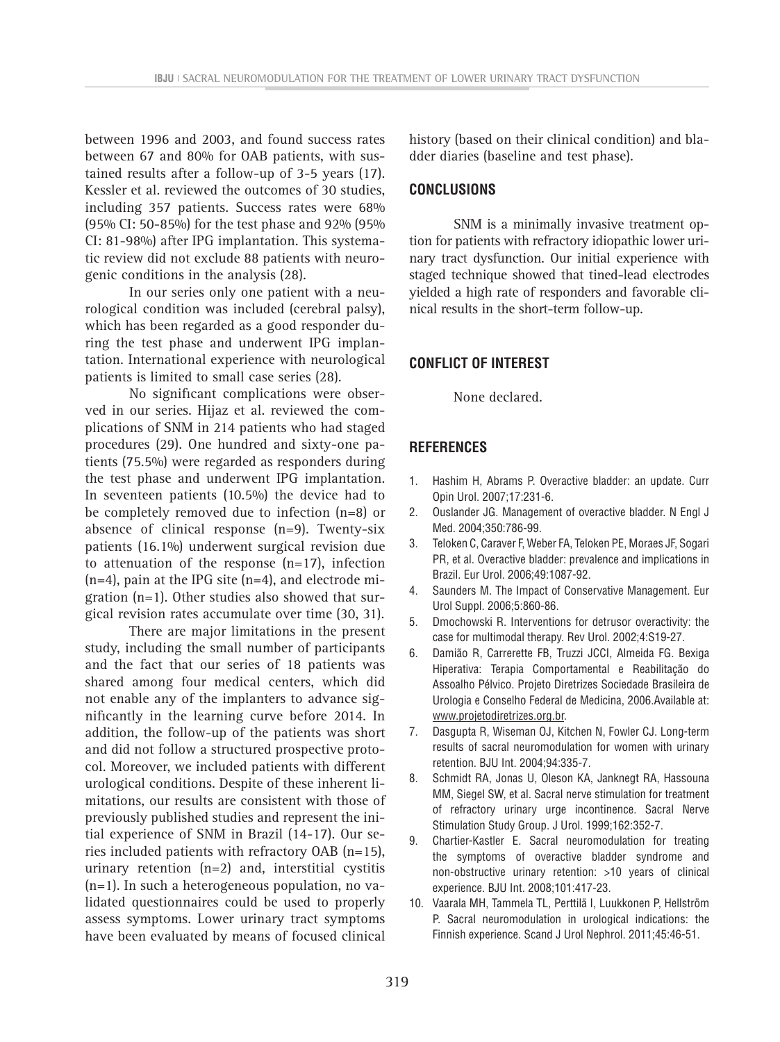between 1996 and 2003, and found success rates between 67 and 80% for OAB patients, with sustained results after a follow-up of 3-5 years (17). Kessler et al. reviewed the outcomes of 30 studies, including 357 patients. Success rates were 68% (95% CI: 50-85%) for the test phase and 92% (95% CI: 81-98%) after IPG implantation. This systematic review did not exclude 88 patients with neurogenic conditions in the analysis (28).

In our series only one patient with a neurological condition was included (cerebral palsy), which has been regarded as a good responder during the test phase and underwent IPG implantation. International experience with neurological patients is limited to small case series (28).

No significant complications were observed in our series. Hijaz et al. reviewed the complications of SNM in 214 patients who had staged procedures (29). One hundred and sixty-one patients (75.5%) were regarded as responders during the test phase and underwent IPG implantation. In seventeen patients (10.5%) the device had to be completely removed due to infection (n=8) or absence of clinical response (n=9). Twenty-six patients (16.1%) underwent surgical revision due to attenuation of the response (n=17), infection (n=4), pain at the IPG site (n=4), and electrode migration (n=1). Other studies also showed that surgical revision rates accumulate over time (30, 31).

There are major limitations in the present study, including the small number of participants and the fact that our series of 18 patients was shared among four medical centers, which did not enable any of the implanters to advance significantly in the learning curve before 2014. In addition, the follow-up of the patients was short and did not follow a structured prospective protocol. Moreover, we included patients with different urological conditions. Despite of these inherent limitations, our results are consistent with those of previously published studies and represent the initial experience of SNM in Brazil (14-17). Our series included patients with refractory OAB (n=15), urinary retention (n=2) and, interstitial cystitis (n=1). In such a heterogeneous population, no validated questionnaires could be used to properly assess symptoms. Lower urinary tract symptoms have been evaluated by means of focused clinical history (based on their clinical condition) and bladder diaries (baseline and test phase).

## CONCLUSIONS

SNM is a minimally invasive treatment option for patients with refractory idiopathic lower urinary tract dysfunction. Our initial experience with staged technique showed that tined-lead electrodes yielded a high rate of responders and favorable clinical results in the short-term follow-up.

## CONFLICT OF INTEREST

None declared.

## REFERENCES

1. Hashim H, Abrams P. Overactive bladder: an update. Curr Opin Urol. 2007;17:231-6.
2. Ouslander JG. Management of overactive bladder. N Engl J Med. 2004;350:786-99.
3. Teloken C, Caraver F, Weber FA, Teloken PE, Moraes JF, Sogari PR, et al. Overactive bladder: prevalence and implications in Brazil. Eur Urol. 2006;49:1087-92.
4. Saunders M. The Impact of Conservative Management. Eur Urol Suppl. 2006;5:860-86.
5. Dmochowski R. Interventions for detrusor overactivity: the case for multimodal therapy. Rev Urol. 2002;4:S19-27.
6. Damião R, Carrerette FB, Truzzi JCCI, Almeida FG. Bexiga Hiperativa: Terapia Comportamental e Reabilitação do Assoalho Pélvico. Projeto Diretrizes Sociedade Brasileira de Urologia e Conselho Federal de Medicina, 2006.Available at: www.projetodiretrizes.org.br.
7. Dasgupta R, Wiseman OJ, Kitchen N, Fowler CJ. Long-term results of sacral neuromodulation for women with urinary retention. BJU Int. 2004;94:335-7.
8. Schmidt RA, Jonas U, Oleson KA, Janknegt RA, Hassouna MM, Siegel SW, et al. Sacral nerve stimulation for treatment of refractory urinary urge incontinence. Sacral Nerve Stimulation Study Group. J Urol. 1999;162:352-7.
9. Chartier-Kastler E. Sacral neuromodulation for treating the symptoms of overactive bladder syndrome and non-obstructive urinary retention: >10 years of clinical experience. BJU Int. 2008;101:417-23.
10. Vaarala MH, Tammela TL, Perttilä I, Luukkonen P, Hellström P. Sacral neuromodulation in urological indications: the Finnish experience. Scand J Urol Nephrol. 2011;45:46-51.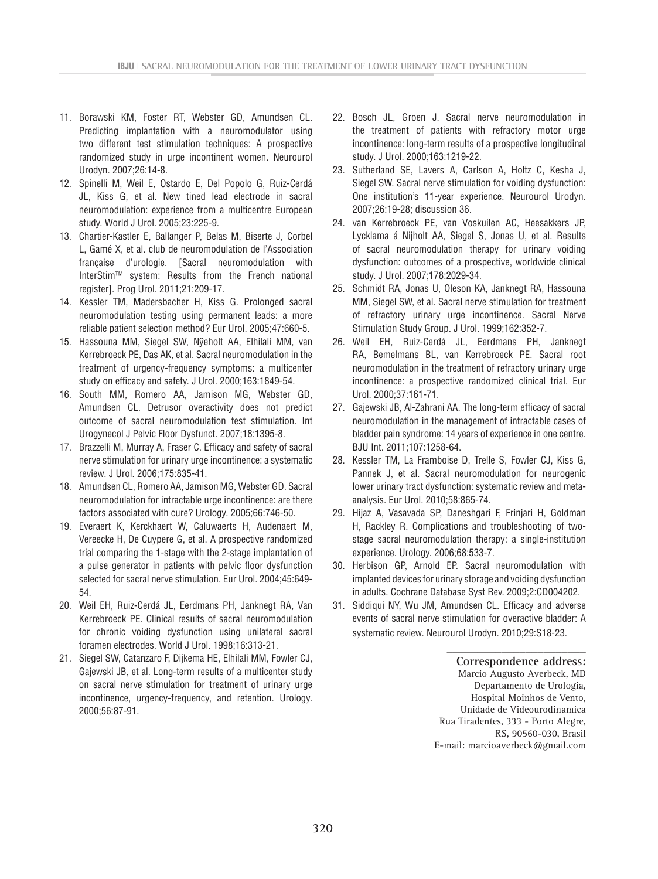11. Borawski KM, Foster RT, Webster GD, Amundsen CL. Predicting implantation with a neuromodulator using two different test stimulation techniques: A prospective randomized study in urge incontinent women. Neurourol Urodyn. 2007;26:14-8.
12. Spinelli M, Weil E, Ostardo E, Del Popolo G, Ruiz-Cerdá JL, Kiss G, et al. New tined lead electrode in sacral neuromodulation: experience from a multicentre European study. World J Urol. 2005;23:225-9.
13. Chartier-Kastler E, Ballanger P, Belas M, Biserte J, Corbel L, Gamé X, et al. club de neuromodulation de l'Association française d'urologie. [Sacral neuromodulation with InterStim™ system: Results from the French national register]. Prog Urol. 2011;21:209-17.
14. Kessler TM, Madersbacher H, Kiss G. Prolonged sacral neuromodulation testing using permanent leads: a more reliable patient selection method? Eur Urol. 2005;47:660-5.
15. Hassouna MM, Siegel SW, Nÿeholt AA, Elhilali MM, van Kerrebroeck PE, Das AK, et al. Sacral neuromodulation in the treatment of urgency-frequency symptoms: a multicenter study on efficacy and safety. J Urol. 2000;163:1849-54.
16. South MM, Romero AA, Jamison MG, Webster GD, Amundsen CL. Detrusor overactivity does not predict outcome of sacral neuromodulation test stimulation. Int Urogynecol J Pelvic Floor Dysfunct. 2007;18:1395-8.
17. Brazzelli M, Murray A, Fraser C. Efficacy and safety of sacral nerve stimulation for urinary urge incontinence: a systematic review. J Urol. 2006;175:835-41.
18. Amundsen CL, Romero AA, Jamison MG, Webster GD. Sacral neuromodulation for intractable urge incontinence: are there factors associated with cure? Urology. 2005;66:746-50.
19. Everaert K, Kerckhaert W, Caluwaerts H, Audenaert M, Vereecke H, De Cuypere G, et al. A prospective randomized trial comparing the 1-stage with the 2-stage implantation of a pulse generator in patients with pelvic floor dysfunction selected for sacral nerve stimulation. Eur Urol. 2004;45:649-54.
20. Weil EH, Ruiz-Cerdá JL, Eerdmans PH, Janknegt RA, Van Kerrebroeck PE. Clinical results of sacral neuromodulation for chronic voiding dysfunction using unilateral sacral foramen electrodes. World J Urol. 1998;16:313-21.
21. Siegel SW, Catanzaro F, Dijkema HE, Elhilali MM, Fowler CJ, Gajewski JB, et al. Long-term results of a multicenter study on sacral nerve stimulation for treatment of urinary urge incontinence, urgency-frequency, and retention. Urology. 2000;56:87-91.
22. Bosch JL, Groen J. Sacral nerve neuromodulation in the treatment of patients with refractory motor urge incontinence: long-term results of a prospective longitudinal study. J Urol. 2000;163:1219-22.
23. Sutherland SE, Lavers A, Carlson A, Holtz C, Kesha J, Siegel SW. Sacral nerve stimulation for voiding dysfunction: One institution's 11-year experience. Neurourol Urodyn. 2007;26:19-28; discussion 36.
24. van Kerrebroeck PE, van Voskuilen AC, Heesakkers JP, Lycklama á Nijholt AA, Siegel S, Jonas U, et al. Results of sacral neuromodulation therapy for urinary voiding dysfunction: outcomes of a prospective, worldwide clinical study. J Urol. 2007;178:2029-34.
25. Schmidt RA, Jonas U, Oleson KA, Janknegt RA, Hassouna MM, Siegel SW, et al. Sacral nerve stimulation for treatment of refractory urinary urge incontinence. Sacral Nerve Stimulation Study Group. J Urol. 1999;162:352-7.
26. Weil EH, Ruiz-Cerdá JL, Eerdmans PH, Janknegt RA, Bemelmans BL, van Kerrebroeck PE. Sacral root neuromodulation in the treatment of refractory urinary urge incontinence: a prospective randomized clinical trial. Eur Urol. 2000;37:161-71.
27. Gajewski JB, Al-Zahrani AA. The long-term efficacy of sacral neuromodulation in the management of intractable cases of bladder pain syndrome: 14 years of experience in one centre. BJU Int. 2011;107:1258-64.
28. Kessler TM, La Framboise D, Trelle S, Fowler CJ, Kiss G, Pannek J, et al. Sacral neuromodulation for neurogenic lower urinary tract dysfunction: systematic review and meta-analysis. Eur Urol. 2010;58:865-74.
29. Hijaz A, Vasavada SP, Daneshgari F, Frinjari H, Goldman H, Rackley R. Complications and troubleshooting of two-stage sacral neuromodulation therapy: a single-institution experience. Urology. 2006;68:533-7.
30. Herbison GP, Arnold EP. Sacral neuromodulation with implanted devices for urinary storage and voiding dysfunction in adults. Cochrane Database Syst Rev. 2009;2:CD004202.
31. Siddiqui NY, Wu JM, Amundsen CL. Efficacy and adverse events of sacral nerve stimulation for overactive bladder: A systematic review. Neurourol Urodyn. 2010;29:S18-23.

**Correspondence address:**
Marcio Augusto Averbeck, MD
Departamento de Urologia,
Hospital Moinhos de Vento,
Unidade de Videourodinamica
Rua Tiradentes, 333 - Porto Alegre,
RS, 90560-030, Brasil
E-mail: marcioaverbeck@gmail.com